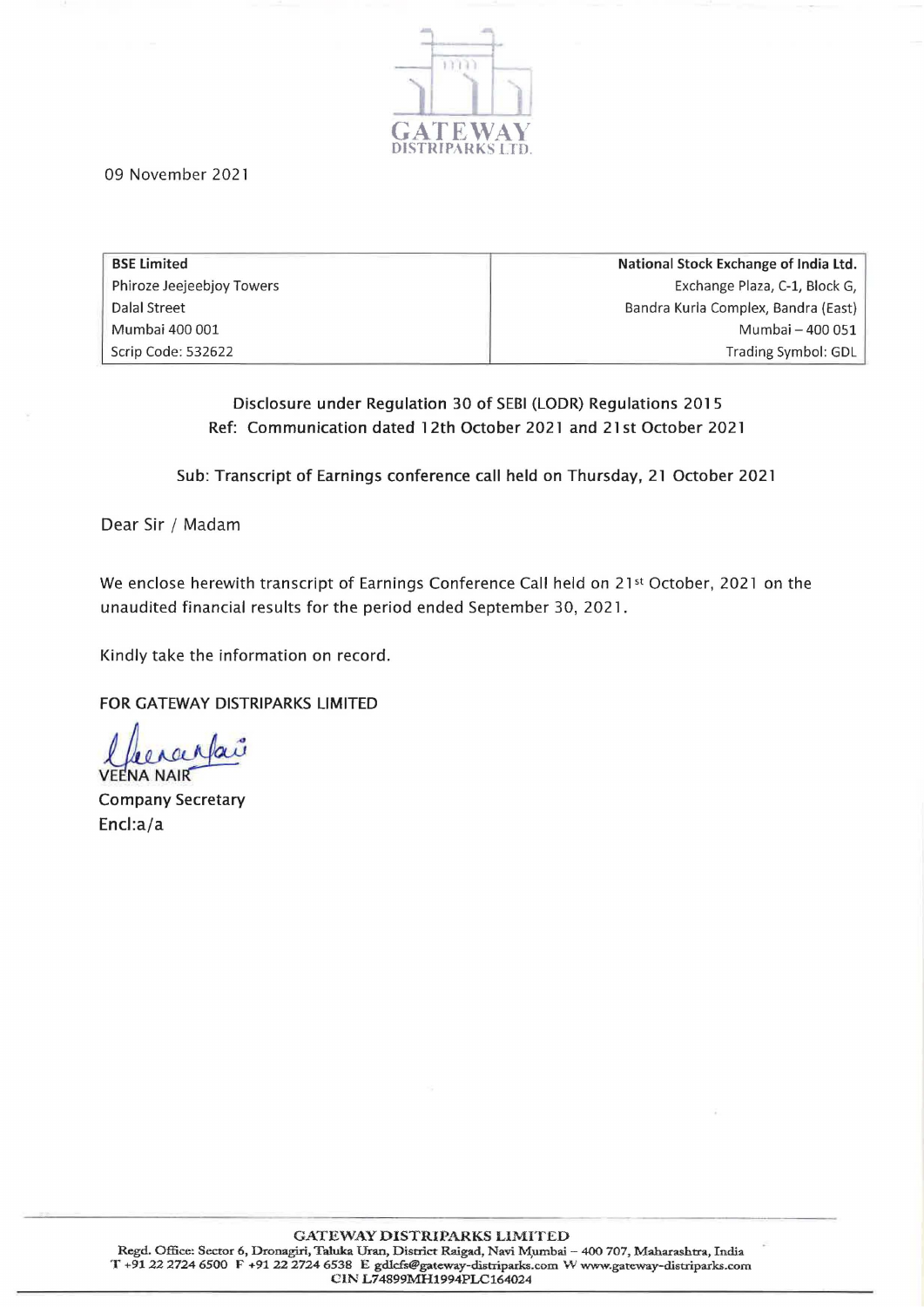GATEWAY
DISTRIPARKS LTD.

09 November 2021

| BSE Limited | National Stock Exchange of India Ltd. |
|---|---|
| Phiroze Jeejeebjoy Towers | Exchange Plaza, C-1, Block G, |
| Dalal Street | Bandra Kurla Complex, Bandra (East) |
| Mumbai 400 001 | Mumbai – 400 051 |
| Scrip Code: 532622 | Trading Symbol: GDL |

Disclosure under Regulation 30 of SEBI (LODR) Regulations 2015
Ref: Communication dated 12th October 2021 and 21st October 2021

Sub: Transcript of Earnings conference call held on Thursday, 21 October 2021

Dear Sir / Madam

We enclose herewith transcript of Earnings Conference Call held on 21st October, 2021 on the unaudited financial results for the period ended September 30, 2021.

Kindly take the information on record.

FOR GATEWAY DISTRIPARKS LIMITED

VEENA NAIR
Company Secretary
Encl:a/a

**GATEWAY DISTRIPARKS LIMITED**
Regd. Office: Sector 6, Dronagiri, Taluka Uran, District Raigad, Navi Mumbai – 400 707, Maharashtra, India
T +91 22 2724 6500 F +91 22 2724 6538 E gdlcfs@gateway-distriparks.com W www.gateway-distriparks.com
CIN L74899MH1994PLC164024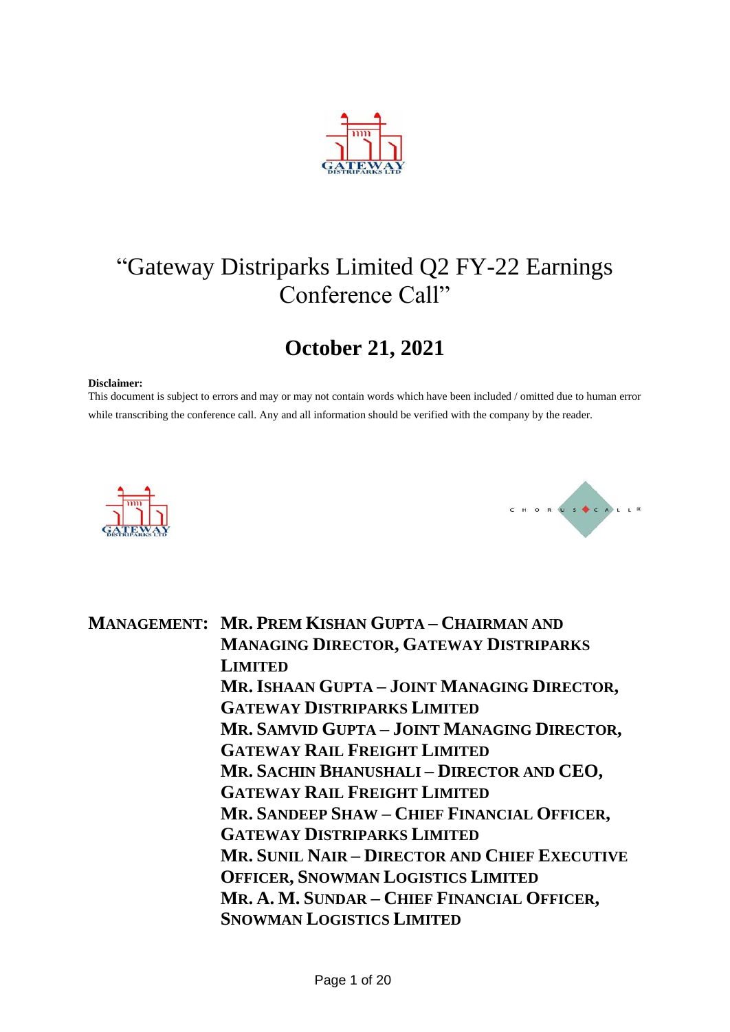# "Gateway Distriparks Limited Q2 FY-22 Earnings Conference Call"

## October 21, 2021

**Disclaimer:**
This document is subject to errors and may or may not contain words which have been included / omitted due to human error while transcribing the conference call. Any and all information should be verified with the company by the reader.

**MANAGEMENT:**
**MR. PREM KISHAN GUPTA – CHAIRMAN AND MANAGING DIRECTOR, GATEWAY DISTRIPARKS LIMITED**
**MR. ISHAAN GUPTA – JOINT MANAGING DIRECTOR, GATEWAY DISTRIPARKS LIMITED**
**MR. SAMVID GUPTA – JOINT MANAGING DIRECTOR, GATEWAY RAIL FREIGHT LIMITED**
**MR. SACHIN BHANUSHALI – DIRECTOR AND CEO, GATEWAY RAIL FREIGHT LIMITED**
**MR. SANDEEP SHAW – CHIEF FINANCIAL OFFICER, GATEWAY DISTRIPARKS LIMITED**
**MR. SUNIL NAIR – DIRECTOR AND CHIEF EXECUTIVE OFFICER, SNOWMAN LOGISTICS LIMITED**
**MR. A. M. SUNDAR – CHIEF FINANCIAL OFFICER, SNOWMAN LOGISTICS LIMITED**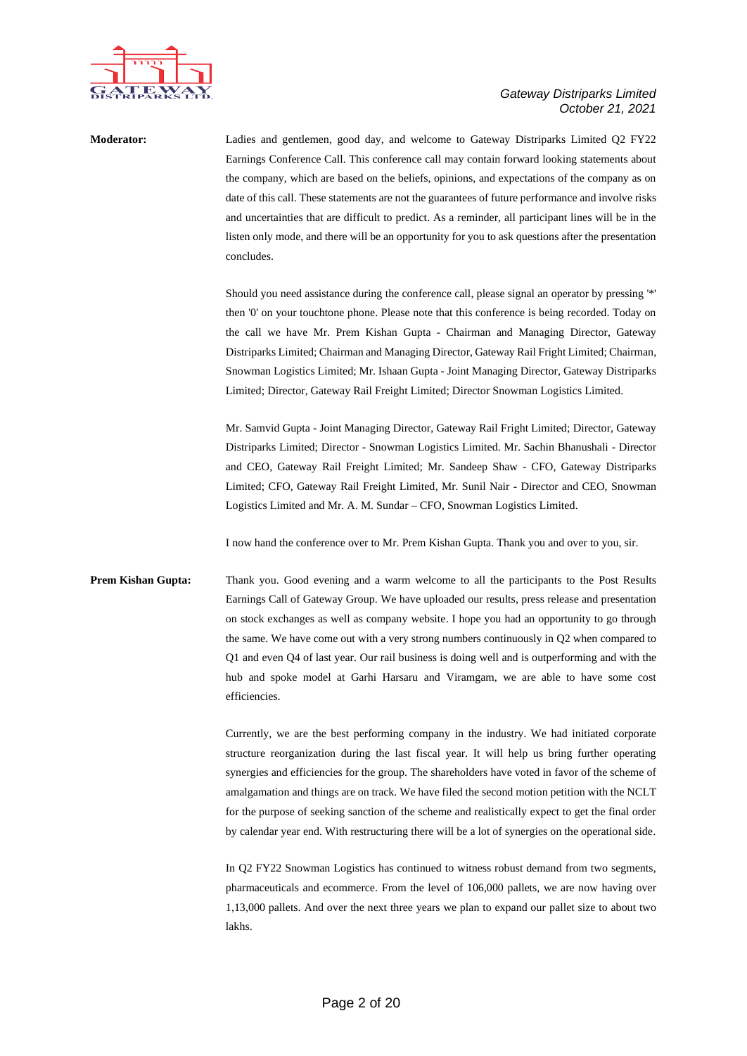**Moderator:** Ladies and gentlemen, good day, and welcome to Gateway Distriparks Limited Q2 FY22 Earnings Conference Call. This conference call may contain forward looking statements about the company, which are based on the beliefs, opinions, and expectations of the company as on date of this call. These statements are not the guarantees of future performance and involve risks and uncertainties that are difficult to predict. As a reminder, all participant lines will be in the listen only mode, and there will be an opportunity for you to ask questions after the presentation concludes.

Should you need assistance during the conference call, please signal an operator by pressing '*' then '0' on your touchtone phone. Please note that this conference is being recorded. Today on the call we have Mr. Prem Kishan Gupta - Chairman and Managing Director, Gateway Distriparks Limited; Chairman and Managing Director, Gateway Rail Fright Limited; Chairman, Snowman Logistics Limited; Mr. Ishaan Gupta - Joint Managing Director, Gateway Distriparks Limited; Director, Gateway Rail Freight Limited; Director Snowman Logistics Limited.

Mr. Samvid Gupta - Joint Managing Director, Gateway Rail Fright Limited; Director, Gateway Distriparks Limited; Director - Snowman Logistics Limited. Mr. Sachin Bhanushali - Director and CEO, Gateway Rail Freight Limited; Mr. Sandeep Shaw - CFO, Gateway Distriparks Limited; CFO, Gateway Rail Freight Limited, Mr. Sunil Nair - Director and CEO, Snowman Logistics Limited and Mr. A. M. Sundar – CFO, Snowman Logistics Limited.

I now hand the conference over to Mr. Prem Kishan Gupta. Thank you and over to you, sir.

**Prem Kishan Gupta:** Thank you. Good evening and a warm welcome to all the participants to the Post Results Earnings Call of Gateway Group. We have uploaded our results, press release and presentation on stock exchanges as well as company website. I hope you had an opportunity to go through the same. We have come out with a very strong numbers continuously in Q2 when compared to Q1 and even Q4 of last year. Our rail business is doing well and is outperforming and with the hub and spoke model at Garhi Harsaru and Viramgam, we are able to have some cost efficiencies.

Currently, we are the best performing company in the industry. We had initiated corporate structure reorganization during the last fiscal year. It will help us bring further operating synergies and efficiencies for the group. The shareholders have voted in favor of the scheme of amalgamation and things are on track. We have filed the second motion petition with the NCLT for the purpose of seeking sanction of the scheme and realistically expect to get the final order by calendar year end. With restructuring there will be a lot of synergies on the operational side.

In Q2 FY22 Snowman Logistics has continued to witness robust demand from two segments, pharmaceuticals and ecommerce. From the level of 106,000 pallets, we are now having over 1,13,000 pallets. And over the next three years we plan to expand our pallet size to about two lakhs.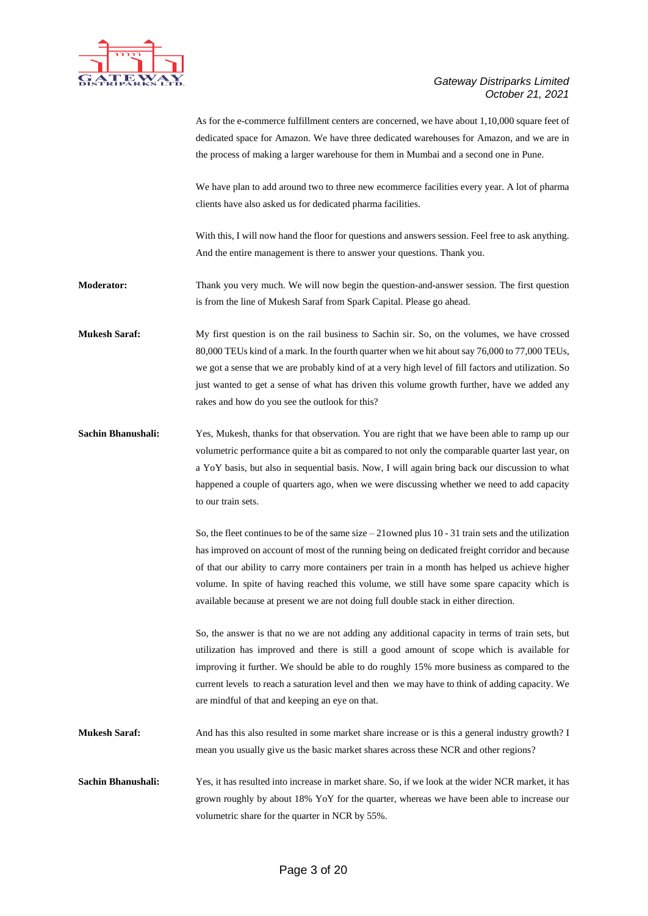As for the e-commerce fulfillment centers are concerned, we have about 1,10,000 square feet of dedicated space for Amazon. We have three dedicated warehouses for Amazon, and we are in the process of making a larger warehouse for them in Mumbai and a second one in Pune.

We have plan to add around two to three new ecommerce facilities every year. A lot of pharma clients have also asked us for dedicated pharma facilities.

With this, I will now hand the floor for questions and answers session. Feel free to ask anything. And the entire management is there to answer your questions. Thank you.

**Moderator:** Thank you very much. We will now begin the question-and-answer session. The first question is from the line of Mukesh Saraf from Spark Capital. Please go ahead.

**Mukesh Saraf:** My first question is on the rail business to Sachin sir. So, on the volumes, we have crossed 80,000 TEUs kind of a mark. In the fourth quarter when we hit about say 76,000 to 77,000 TEUs, we got a sense that we are probably kind of at a very high level of fill factors and utilization. So just wanted to get a sense of what has driven this volume growth further, have we added any rakes and how do you see the outlook for this?

**Sachin Bhanushali:** Yes, Mukesh, thanks for that observation. You are right that we have been able to ramp up our volumetric performance quite a bit as compared to not only the comparable quarter last year, on a YoY basis, but also in sequential basis. Now, I will again bring back our discussion to what happened a couple of quarters ago, when we were discussing whether we need to add capacity to our train sets.

So, the fleet continues to be of the same size – 21owned plus 10 - 31 train sets and the utilization has improved on account of most of the running being on dedicated freight corridor and because of that our ability to carry more containers per train in a month has helped us achieve higher volume. In spite of having reached this volume, we still have some spare capacity which is available because at present we are not doing full double stack in either direction.

So, the answer is that no we are not adding any additional capacity in terms of train sets, but utilization has improved and there is still a good amount of scope which is available for improving it further. We should be able to do roughly 15% more business as compared to the current levels to reach a saturation level and then we may have to think of adding capacity. We are mindful of that and keeping an eye on that.

**Mukesh Saraf:** And has this also resulted in some market share increase or is this a general industry growth? I mean you usually give us the basic market shares across these NCR and other regions?

**Sachin Bhanushali:** Yes, it has resulted into increase in market share. So, if we look at the wider NCR market, it has grown roughly by about 18% YoY for the quarter, whereas we have been able to increase our volumetric share for the quarter in NCR by 55%.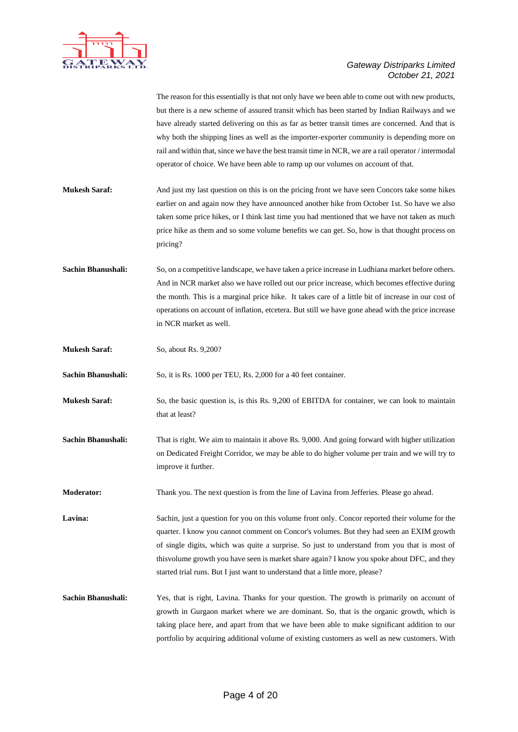The reason for this essentially is that not only have we been able to come out with new products, but there is a new scheme of assured transit which has been started by Indian Railways and we have already started delivering on this as far as better transit times are concerned. And that is why both the shipping lines as well as the importer-exporter community is depending more on rail and within that, since we have the best transit time in NCR, we are a rail operator / intermodal operator of choice. We have been able to ramp up our volumes on account of that.

**Mukesh Saraf:** And just my last question on this is on the pricing front we have seen Concors take some hikes earlier on and again now they have announced another hike from October 1st. So have we also taken some price hikes, or I think last time you had mentioned that we have not taken as much price hike as them and so some volume benefits we can get. So, how is that thought process on pricing?

**Sachin Bhanushali:** So, on a competitive landscape, we have taken a price increase in Ludhiana market before others. And in NCR market also we have rolled out our price increase, which becomes effective during the month. This is a marginal price hike. It takes care of a little bit of increase in our cost of operations on account of inflation, etcetera. But still we have gone ahead with the price increase in NCR market as well.

**Mukesh Saraf:** So, about Rs. 9,200?

**Sachin Bhanushali:** So, it is Rs. 1000 per TEU, Rs. 2,000 for a 40 feet container.

**Mukesh Saraf:** So, the basic question is, is this Rs. 9,200 of EBITDA for container, we can look to maintain that at least?

**Sachin Bhanushali:** That is right. We aim to maintain it above Rs. 9,000. And going forward with higher utilization on Dedicated Freight Corridor, we may be able to do higher volume per train and we will try to improve it further.

**Moderator:** Thank you. The next question is from the line of Lavina from Jefferies. Please go ahead.

**Lavina:** Sachin, just a question for you on this volume front only. Concor reported their volume for the quarter. I know you cannot comment on Concor's volumes. But they had seen an EXIM growth of single digits, which was quite a surprise. So just to understand from you that is most of thisvolume growth you have seen is market share again? I know you spoke about DFC, and they started trial runs. But I just want to understand that a little more, please?

**Sachin Bhanushali:** Yes, that is right, Lavina. Thanks for your question. The growth is primarily on account of growth in Gurgaon market where we are dominant. So, that is the organic growth, which is taking place here, and apart from that we have been able to make significant addition to our portfolio by acquiring additional volume of existing customers as well as new customers. With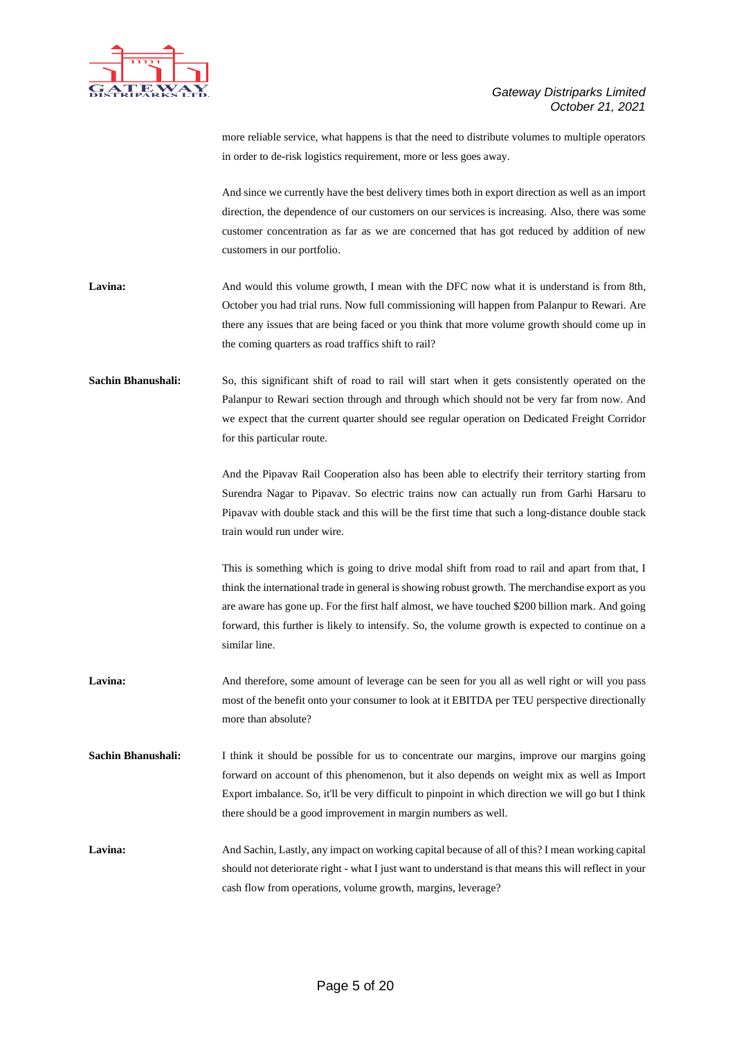more reliable service, what happens is that the need to distribute volumes to multiple operators in order to de-risk logistics requirement, more or less goes away.

And since we currently have the best delivery times both in export direction as well as an import direction, the dependence of our customers on our services is increasing. Also, there was some customer concentration as far as we are concerned that has got reduced by addition of new customers in our portfolio.

**Lavina:** And would this volume growth, I mean with the DFC now what it is understand is from 8th, October you had trial runs. Now full commissioning will happen from Palanpur to Rewari. Are there any issues that are being faced or you think that more volume growth should come up in the coming quarters as road traffics shift to rail?

**Sachin Bhanushali:** So, this significant shift of road to rail will start when it gets consistently operated on the Palanpur to Rewari section through and through which should not be very far from now. And we expect that the current quarter should see regular operation on Dedicated Freight Corridor for this particular route.

And the Pipavav Rail Cooperation also has been able to electrify their territory starting from Surendra Nagar to Pipavav. So electric trains now can actually run from Garhi Harsaru to Pipavav with double stack and this will be the first time that such a long-distance double stack train would run under wire.

This is something which is going to drive modal shift from road to rail and apart from that, I think the international trade in general is showing robust growth. The merchandise export as you are aware has gone up. For the first half almost, we have touched $200 billion mark. And going forward, this further is likely to intensify. So, the volume growth is expected to continue on a similar line.

**Lavina:** And therefore, some amount of leverage can be seen for you all as well right or will you pass most of the benefit onto your consumer to look at it EBITDA per TEU perspective directionally more than absolute?

**Sachin Bhanushali:** I think it should be possible for us to concentrate our margins, improve our margins going forward on account of this phenomenon, but it also depends on weight mix as well as Import Export imbalance. So, it'll be very difficult to pinpoint in which direction we will go but I think there should be a good improvement in margin numbers as well.

**Lavina:** And Sachin, Lastly, any impact on working capital because of all of this? I mean working capital should not deteriorate right - what I just want to understand is that means this will reflect in your cash flow from operations, volume growth, margins, leverage?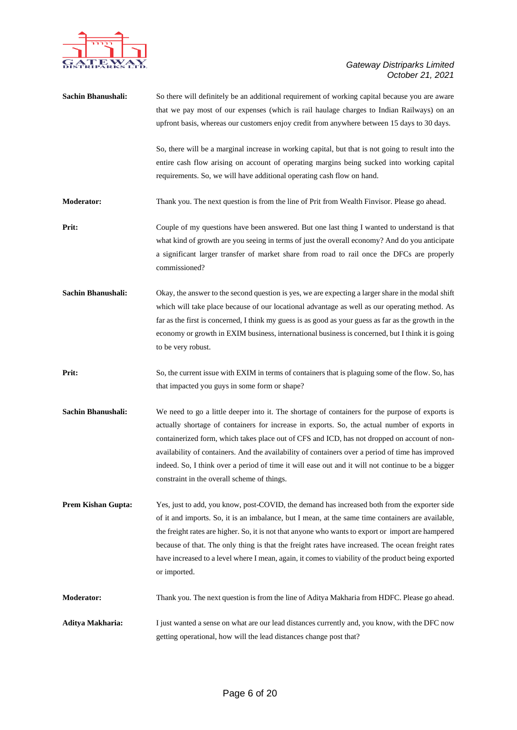**Sachin Bhanushali:** So there will definitely be an additional requirement of working capital because you are aware that we pay most of our expenses (which is rail haulage charges to Indian Railways) on an upfront basis, whereas our customers enjoy credit from anywhere between 15 days to 30 days.

So, there will be a marginal increase in working capital, but that is not going to result into the entire cash flow arising on account of operating margins being sucked into working capital requirements. So, we will have additional operating cash flow on hand.

**Moderator:** Thank you. The next question is from the line of Prit from Wealth Finvisor. Please go ahead.

**Prit:** Couple of my questions have been answered. But one last thing I wanted to understand is that what kind of growth are you seeing in terms of just the overall economy? And do you anticipate a significant larger transfer of market share from road to rail once the DFCs are properly commissioned?

**Sachin Bhanushali:** Okay, the answer to the second question is yes, we are expecting a larger share in the modal shift which will take place because of our locational advantage as well as our operating method. As far as the first is concerned, I think my guess is as good as your guess as far as the growth in the economy or growth in EXIM business, international business is concerned, but I think it is going to be very robust.

**Prit:** So, the current issue with EXIM in terms of containers that is plaguing some of the flow. So, has that impacted you guys in some form or shape?

**Sachin Bhanushali:** We need to go a little deeper into it. The shortage of containers for the purpose of exports is actually shortage of containers for increase in exports. So, the actual number of exports in containerized form, which takes place out of CFS and ICD, has not dropped on account of non-availability of containers. And the availability of containers over a period of time has improved indeed. So, I think over a period of time it will ease out and it will not continue to be a bigger constraint in the overall scheme of things.

**Prem Kishan Gupta:** Yes, just to add, you know, post-COVID, the demand has increased both from the exporter side of it and imports. So, it is an imbalance, but I mean, at the same time containers are available, the freight rates are higher. So, it is not that anyone who wants to export or import are hampered because of that. The only thing is that the freight rates have increased. The ocean freight rates have increased to a level where I mean, again, it comes to viability of the product being exported or imported.

**Moderator:** Thank you. The next question is from the line of Aditya Makharia from HDFC. Please go ahead.

**Aditya Makharia:** I just wanted a sense on what are our lead distances currently and, you know, with the DFC now getting operational, how will the lead distances change post that?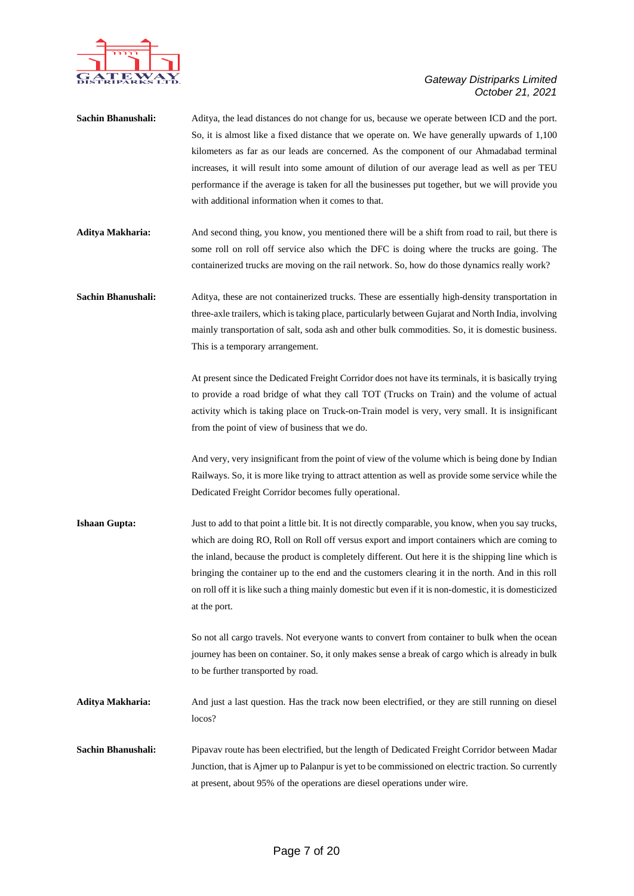**Sachin Bhanushali:** Aditya, the lead distances do not change for us, because we operate between ICD and the port. So, it is almost like a fixed distance that we operate on. We have generally upwards of 1,100 kilometers as far as our leads are concerned. As the component of our Ahmadabad terminal increases, it will result into some amount of dilution of our average lead as well as per TEU performance if the average is taken for all the businesses put together, but we will provide you with additional information when it comes to that.

**Aditya Makharia:** And second thing, you know, you mentioned there will be a shift from road to rail, but there is some roll on roll off service also which the DFC is doing where the trucks are going. The containerized trucks are moving on the rail network. So, how do those dynamics really work?

**Sachin Bhanushali:** Aditya, these are not containerized trucks. These are essentially high-density transportation in three-axle trailers, which is taking place, particularly between Gujarat and North India, involving mainly transportation of salt, soda ash and other bulk commodities. So, it is domestic business. This is a temporary arrangement.

At present since the Dedicated Freight Corridor does not have its terminals, it is basically trying to provide a road bridge of what they call TOT (Trucks on Train) and the volume of actual activity which is taking place on Truck-on-Train model is very, very small. It is insignificant from the point of view of business that we do.

And very, very insignificant from the point of view of the volume which is being done by Indian Railways. So, it is more like trying to attract attention as well as provide some service while the Dedicated Freight Corridor becomes fully operational.

**Ishaan Gupta:** Just to add to that point a little bit. It is not directly comparable, you know, when you say trucks, which are doing RO, Roll on Roll off versus export and import containers which are coming to the inland, because the product is completely different. Out here it is the shipping line which is bringing the container up to the end and the customers clearing it in the north. And in this roll on roll off it is like such a thing mainly domestic but even if it is non-domestic, it is domesticized at the port.

So not all cargo travels. Not everyone wants to convert from container to bulk when the ocean journey has been on container. So, it only makes sense a break of cargo which is already in bulk to be further transported by road.

**Aditya Makharia:** And just a last question. Has the track now been electrified, or they are still running on diesel locos?

**Sachin Bhanushali:** Pipavav route has been electrified, but the length of Dedicated Freight Corridor between Madar Junction, that is Ajmer up to Palanpur is yet to be commissioned on electric traction. So currently at present, about 95% of the operations are diesel operations under wire.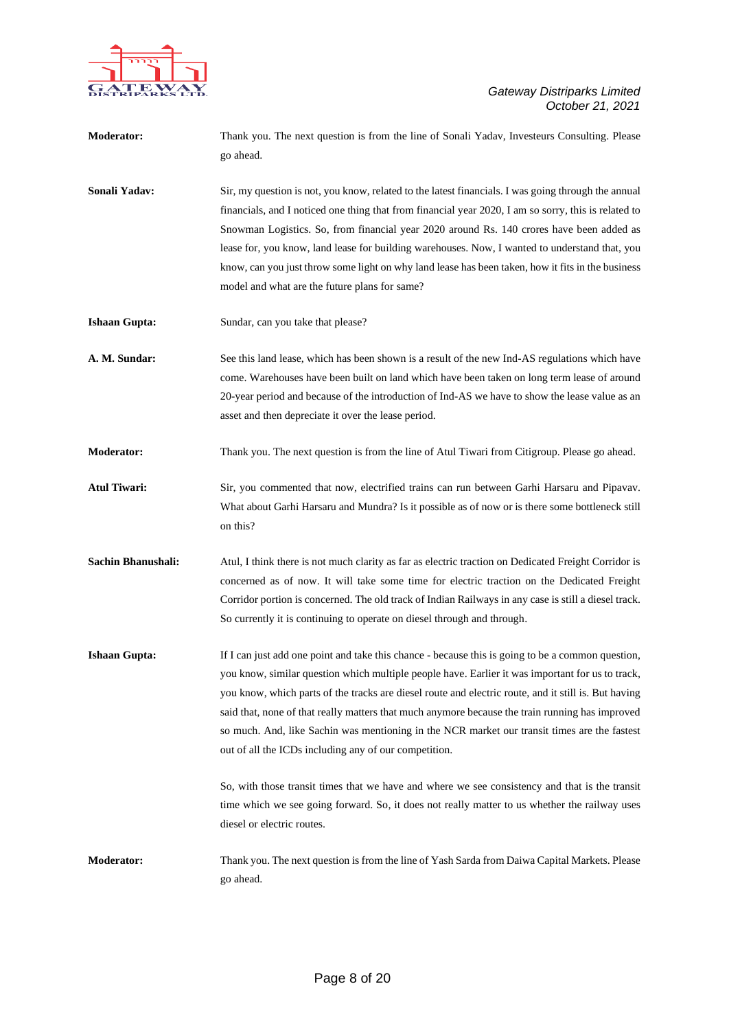**Moderator:** Thank you. The next question is from the line of Sonali Yadav, Investeurs Consulting. Please go ahead.

**Sonali Yadav:** Sir, my question is not, you know, related to the latest financials. I was going through the annual financials, and I noticed one thing that from financial year 2020, I am so sorry, this is related to Snowman Logistics. So, from financial year 2020 around Rs. 140 crores have been added as lease for, you know, land lease for building warehouses. Now, I wanted to understand that, you know, can you just throw some light on why land lease has been taken, how it fits in the business model and what are the future plans for same?

**Ishaan Gupta:** Sundar, can you take that please?

**A. M. Sundar:** See this land lease, which has been shown is a result of the new Ind-AS regulations which have come. Warehouses have been built on land which have been taken on long term lease of around 20-year period and because of the introduction of Ind-AS we have to show the lease value as an asset and then depreciate it over the lease period.

**Moderator:** Thank you. The next question is from the line of Atul Tiwari from Citigroup. Please go ahead.

**Atul Tiwari:** Sir, you commented that now, electrified trains can run between Garhi Harsaru and Pipavav. What about Garhi Harsaru and Mundra? Is it possible as of now or is there some bottleneck still on this?

**Sachin Bhanushali:** Atul, I think there is not much clarity as far as electric traction on Dedicated Freight Corridor is concerned as of now. It will take some time for electric traction on the Dedicated Freight Corridor portion is concerned. The old track of Indian Railways in any case is still a diesel track. So currently it is continuing to operate on diesel through and through.

**Ishaan Gupta:** If I can just add one point and take this chance - because this is going to be a common question, you know, similar question which multiple people have. Earlier it was important for us to track, you know, which parts of the tracks are diesel route and electric route, and it still is. But having said that, none of that really matters that much anymore because the train running has improved so much. And, like Sachin was mentioning in the NCR market our transit times are the fastest out of all the ICDs including any of our competition.

So, with those transit times that we have and where we see consistency and that is the transit time which we see going forward. So, it does not really matter to us whether the railway uses diesel or electric routes.

**Moderator:** Thank you. The next question is from the line of Yash Sarda from Daiwa Capital Markets. Please go ahead.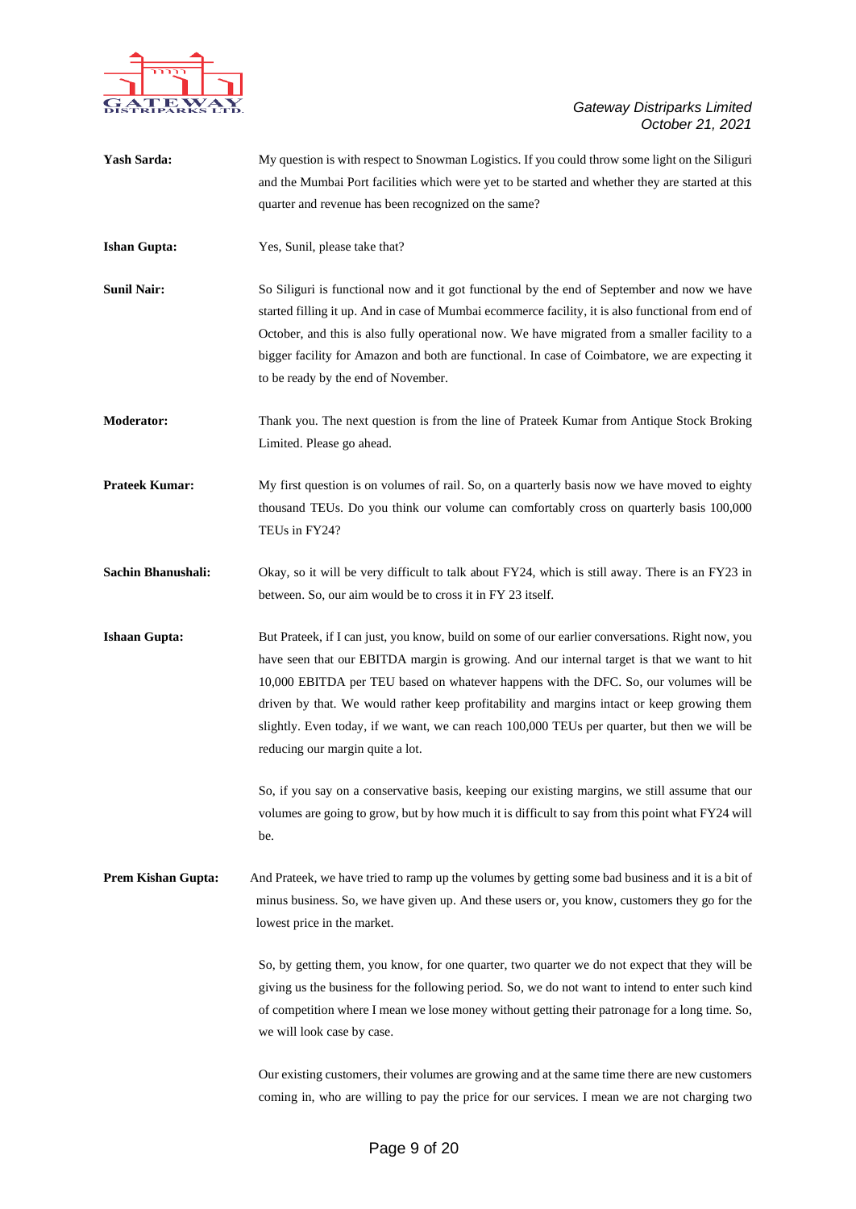**Yash Sarda:** My question is with respect to Snowman Logistics. If you could throw some light on the Siliguri and the Mumbai Port facilities which were yet to be started and whether they are started at this quarter and revenue has been recognized on the same?

**Ishan Gupta:** Yes, Sunil, please take that?

**Sunil Nair:** So Siliguri is functional now and it got functional by the end of September and now we have started filling it up. And in case of Mumbai ecommerce facility, it is also functional from end of October, and this is also fully operational now. We have migrated from a smaller facility to a bigger facility for Amazon and both are functional. In case of Coimbatore, we are expecting it to be ready by the end of November.

**Moderator:** Thank you. The next question is from the line of Prateek Kumar from Antique Stock Broking Limited. Please go ahead.

**Prateek Kumar:** My first question is on volumes of rail. So, on a quarterly basis now we have moved to eighty thousand TEUs. Do you think our volume can comfortably cross on quarterly basis 100,000 TEUs in FY24?

**Sachin Bhanushali:** Okay, so it will be very difficult to talk about FY24, which is still away. There is an FY23 in between. So, our aim would be to cross it in FY 23 itself.

**Ishaan Gupta:** But Prateek, if I can just, you know, build on some of our earlier conversations. Right now, you have seen that our EBITDA margin is growing. And our internal target is that we want to hit 10,000 EBITDA per TEU based on whatever happens with the DFC. So, our volumes will be driven by that. We would rather keep profitability and margins intact or keep growing them slightly. Even today, if we want, we can reach 100,000 TEUs per quarter, but then we will be reducing our margin quite a lot.

So, if you say on a conservative basis, keeping our existing margins, we still assume that our volumes are going to grow, but by how much it is difficult to say from this point what FY24 will be.

**Prem Kishan Gupta:** And Prateek, we have tried to ramp up the volumes by getting some bad business and it is a bit of minus business. So, we have given up. And these users or, you know, customers they go for the lowest price in the market.

So, by getting them, you know, for one quarter, two quarter we do not expect that they will be giving us the business for the following period. So, we do not want to intend to enter such kind of competition where I mean we lose money without getting their patronage for a long time. So, we will look case by case.

Our existing customers, their volumes are growing and at the same time there are new customers coming in, who are willing to pay the price for our services. I mean we are not charging two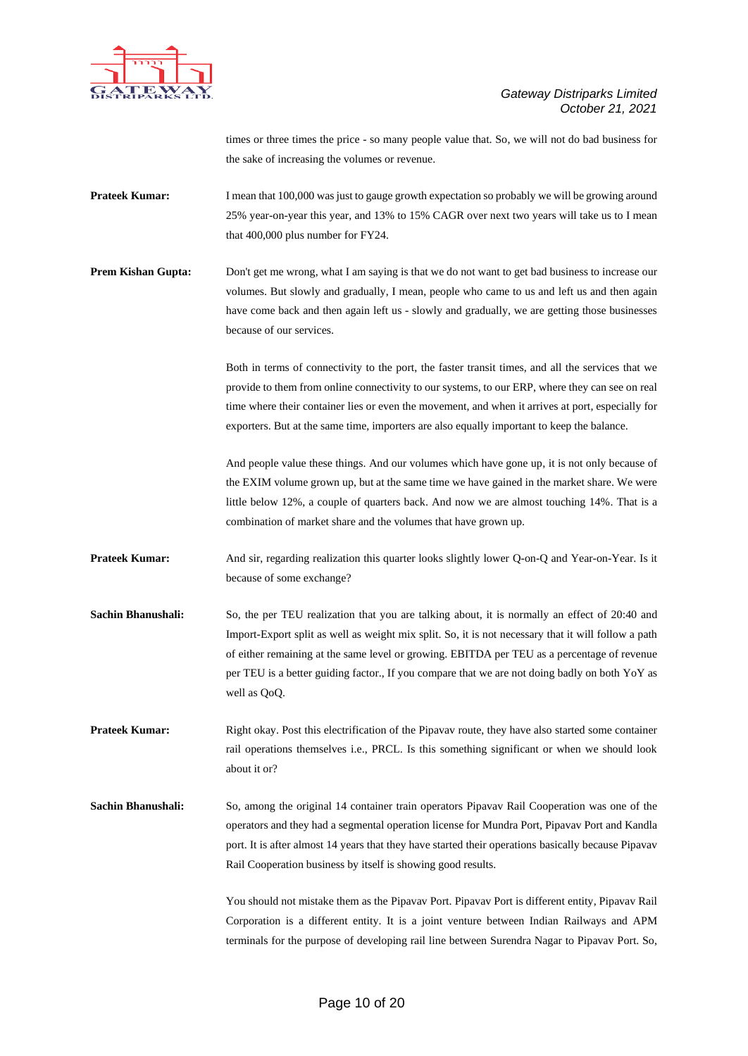times or three times the price - so many people value that. So, we will not do bad business for the sake of increasing the volumes or revenue.

**Prateek Kumar:** I mean that 100,000 was just to gauge growth expectation so probably we will be growing around 25% year-on-year this year, and 13% to 15% CAGR over next two years will take us to I mean that 400,000 plus number for FY24.

**Prem Kishan Gupta:** Don't get me wrong, what I am saying is that we do not want to get bad business to increase our volumes. But slowly and gradually, I mean, people who came to us and left us and then again have come back and then again left us - slowly and gradually, we are getting those businesses because of our services.

Both in terms of connectivity to the port, the faster transit times, and all the services that we provide to them from online connectivity to our systems, to our ERP, where they can see on real time where their container lies or even the movement, and when it arrives at port, especially for exporters. But at the same time, importers are also equally important to keep the balance.

And people value these things. And our volumes which have gone up, it is not only because of the EXIM volume grown up, but at the same time we have gained in the market share. We were little below 12%, a couple of quarters back. And now we are almost touching 14%. That is a combination of market share and the volumes that have grown up.

**Prateek Kumar:** And sir, regarding realization this quarter looks slightly lower Q-on-Q and Year-on-Year. Is it because of some exchange?

**Sachin Bhanushali:** So, the per TEU realization that you are talking about, it is normally an effect of 20:40 and Import-Export split as well as weight mix split. So, it is not necessary that it will follow a path of either remaining at the same level or growing. EBITDA per TEU as a percentage of revenue per TEU is a better guiding factor., If you compare that we are not doing badly on both YoY as well as QoQ.

**Prateek Kumar:** Right okay. Post this electrification of the Pipavav route, they have also started some container rail operations themselves i.e., PRCL. Is this something significant or when we should look about it or?

**Sachin Bhanushali:** So, among the original 14 container train operators Pipavav Rail Cooperation was one of the operators and they had a segmental operation license for Mundra Port, Pipavav Port and Kandla port. It is after almost 14 years that they have started their operations basically because Pipavav Rail Cooperation business by itself is showing good results.

You should not mistake them as the Pipavav Port. Pipavav Port is different entity, Pipavav Rail Corporation is a different entity. It is a joint venture between Indian Railways and APM terminals for the purpose of developing rail line between Surendra Nagar to Pipavav Port. So,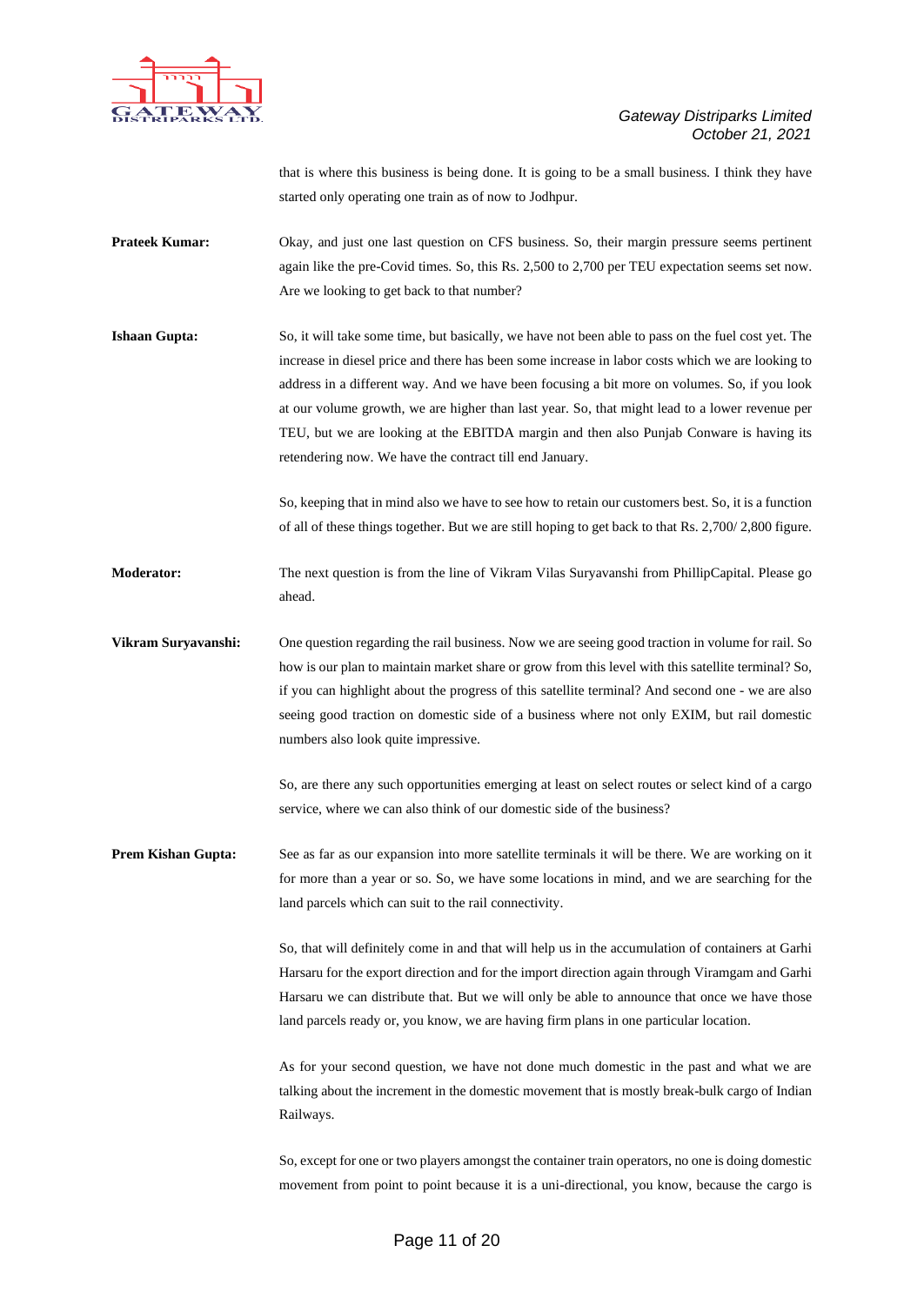that is where this business is being done. It is going to be a small business. I think they have started only operating one train as of now to Jodhpur.

**Prateek Kumar:** Okay, and just one last question on CFS business. So, their margin pressure seems pertinent again like the pre-Covid times. So, this Rs. 2,500 to 2,700 per TEU expectation seems set now. Are we looking to get back to that number?

**Ishaan Gupta:** So, it will take some time, but basically, we have not been able to pass on the fuel cost yet. The increase in diesel price and there has been some increase in labor costs which we are looking to address in a different way. And we have been focusing a bit more on volumes. So, if you look at our volume growth, we are higher than last year. So, that might lead to a lower revenue per TEU, but we are looking at the EBITDA margin and then also Punjab Conware is having its retendering now. We have the contract till end January.

So, keeping that in mind also we have to see how to retain our customers best. So, it is a function of all of these things together. But we are still hoping to get back to that Rs. 2,700/ 2,800 figure.

**Moderator:** The next question is from the line of Vikram Vilas Suryavanshi from PhillipCapital. Please go ahead.

**Vikram Suryavanshi:** One question regarding the rail business. Now we are seeing good traction in volume for rail. So how is our plan to maintain market share or grow from this level with this satellite terminal? So, if you can highlight about the progress of this satellite terminal? And second one - we are also seeing good traction on domestic side of a business where not only EXIM, but rail domestic numbers also look quite impressive.

So, are there any such opportunities emerging at least on select routes or select kind of a cargo service, where we can also think of our domestic side of the business?

**Prem Kishan Gupta:** See as far as our expansion into more satellite terminals it will be there. We are working on it for more than a year or so. So, we have some locations in mind, and we are searching for the land parcels which can suit to the rail connectivity.

So, that will definitely come in and that will help us in the accumulation of containers at Garhi Harsaru for the export direction and for the import direction again through Viramgam and Garhi Harsaru we can distribute that. But we will only be able to announce that once we have those land parcels ready or, you know, we are having firm plans in one particular location.

As for your second question, we have not done much domestic in the past and what we are talking about the increment in the domestic movement that is mostly break-bulk cargo of Indian Railways.

So, except for one or two players amongst the container train operators, no one is doing domestic movement from point to point because it is a uni-directional, you know, because the cargo is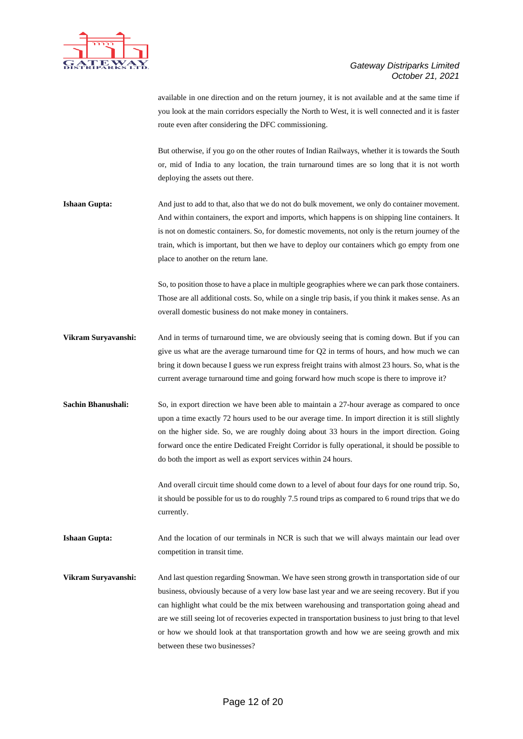available in one direction and on the return journey, it is not available and at the same time if you look at the main corridors especially the North to West, it is well connected and it is faster route even after considering the DFC commissioning.

But otherwise, if you go on the other routes of Indian Railways, whether it is towards the South or, mid of India to any location, the train turnaround times are so long that it is not worth deploying the assets out there.

**Ishaan Gupta:** And just to add to that, also that we do not do bulk movement, we only do container movement. And within containers, the export and imports, which happens is on shipping line containers. It is not on domestic containers. So, for domestic movements, not only is the return journey of the train, which is important, but then we have to deploy our containers which go empty from one place to another on the return lane.

So, to position those to have a place in multiple geographies where we can park those containers. Those are all additional costs. So, while on a single trip basis, if you think it makes sense. As an overall domestic business do not make money in containers.

**Vikram Suryavanshi:** And in terms of turnaround time, we are obviously seeing that is coming down. But if you can give us what are the average turnaround time for Q2 in terms of hours, and how much we can bring it down because I guess we run express freight trains with almost 23 hours. So, what is the current average turnaround time and going forward how much scope is there to improve it?

**Sachin Bhanushali:** So, in export direction we have been able to maintain a 27-hour average as compared to once upon a time exactly 72 hours used to be our average time. In import direction it is still slightly on the higher side. So, we are roughly doing about 33 hours in the import direction. Going forward once the entire Dedicated Freight Corridor is fully operational, it should be possible to do both the import as well as export services within 24 hours.

And overall circuit time should come down to a level of about four days for one round trip. So, it should be possible for us to do roughly 7.5 round trips as compared to 6 round trips that we do currently.

**Ishaan Gupta:** And the location of our terminals in NCR is such that we will always maintain our lead over competition in transit time.

**Vikram Suryavanshi:** And last question regarding Snowman. We have seen strong growth in transportation side of our business, obviously because of a very low base last year and we are seeing recovery. But if you can highlight what could be the mix between warehousing and transportation going ahead and are we still seeing lot of recoveries expected in transportation business to just bring to that level or how we should look at that transportation growth and how we are seeing growth and mix between these two businesses?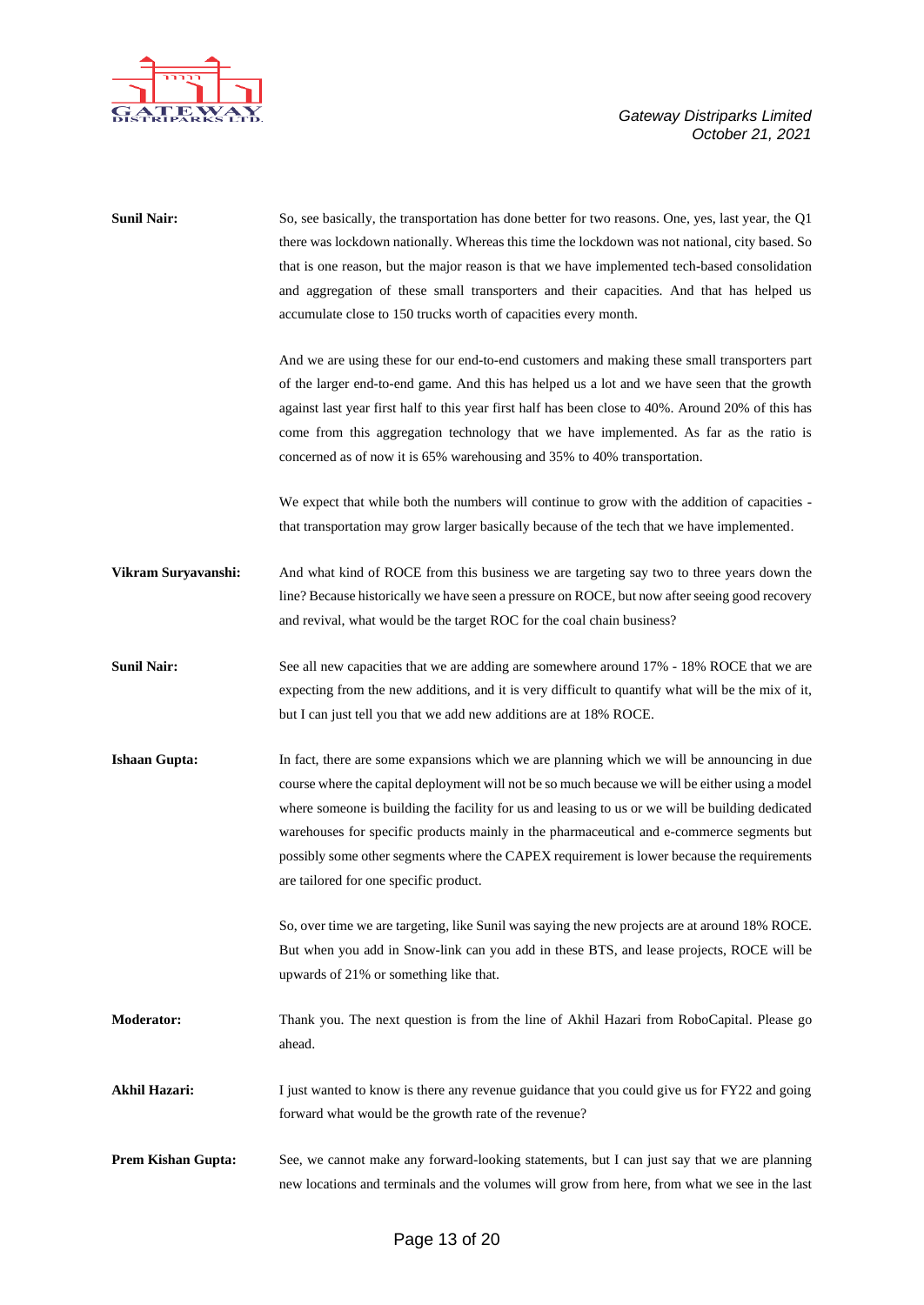**Sunil Nair:** So, see basically, the transportation has done better for two reasons. One, yes, last year, the Q1 there was lockdown nationally. Whereas this time the lockdown was not national, city based. So that is one reason, but the major reason is that we have implemented tech-based consolidation and aggregation of these small transporters and their capacities. And that has helped us accumulate close to 150 trucks worth of capacities every month.

And we are using these for our end-to-end customers and making these small transporters part of the larger end-to-end game. And this has helped us a lot and we have seen that the growth against last year first half to this year first half has been close to 40%. Around 20% of this has come from this aggregation technology that we have implemented. As far as the ratio is concerned as of now it is 65% warehousing and 35% to 40% transportation.

We expect that while both the numbers will continue to grow with the addition of capacities - that transportation may grow larger basically because of the tech that we have implemented.

**Vikram Suryavanshi:** And what kind of ROCE from this business we are targeting say two to three years down the line? Because historically we have seen a pressure on ROCE, but now after seeing good recovery and revival, what would be the target ROC for the coal chain business?

**Sunil Nair:** See all new capacities that we are adding are somewhere around 17% - 18% ROCE that we are expecting from the new additions, and it is very difficult to quantify what will be the mix of it, but I can just tell you that we add new additions are at 18% ROCE.

**Ishaan Gupta:** In fact, there are some expansions which we are planning which we will be announcing in due course where the capital deployment will not be so much because we will be either using a model where someone is building the facility for us and leasing to us or we will be building dedicated warehouses for specific products mainly in the pharmaceutical and e-commerce segments but possibly some other segments where the CAPEX requirement is lower because the requirements are tailored for one specific product.

So, over time we are targeting, like Sunil was saying the new projects are at around 18% ROCE. But when you add in Snow-link can you add in these BTS, and lease projects, ROCE will be upwards of 21% or something like that.

**Moderator:** Thank you. The next question is from the line of Akhil Hazari from RoboCapital. Please go ahead.

**Akhil Hazari:** I just wanted to know is there any revenue guidance that you could give us for FY22 and going forward what would be the growth rate of the revenue?

**Prem Kishan Gupta:** See, we cannot make any forward-looking statements, but I can just say that we are planning new locations and terminals and the volumes will grow from here, from what we see in the last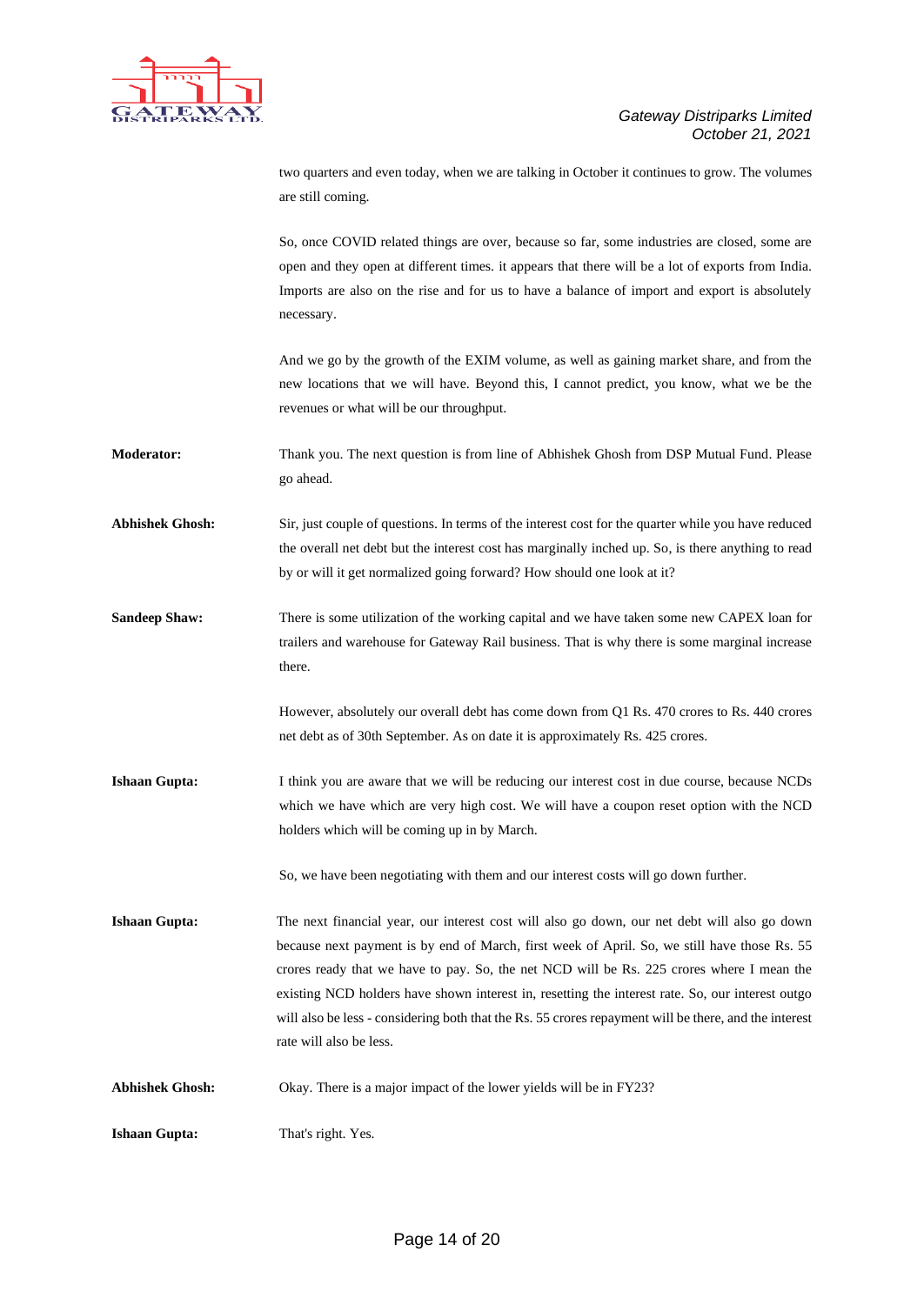two quarters and even today, when we are talking in October it continues to grow. The volumes are still coming.

So, once COVID related things are over, because so far, some industries are closed, some are open and they open at different times. it appears that there will be a lot of exports from India. Imports are also on the rise and for us to have a balance of import and export is absolutely necessary.

And we go by the growth of the EXIM volume, as well as gaining market share, and from the new locations that we will have. Beyond this, I cannot predict, you know, what we be the revenues or what will be our throughput.

**Moderator:** Thank you. The next question is from line of Abhishek Ghosh from DSP Mutual Fund. Please go ahead.

**Abhishek Ghosh:** Sir, just couple of questions. In terms of the interest cost for the quarter while you have reduced the overall net debt but the interest cost has marginally inched up. So, is there anything to read by or will it get normalized going forward? How should one look at it?

**Sandeep Shaw:** There is some utilization of the working capital and we have taken some new CAPEX loan for trailers and warehouse for Gateway Rail business. That is why there is some marginal increase there.

However, absolutely our overall debt has come down from Q1 Rs. 470 crores to Rs. 440 crores net debt as of 30th September. As on date it is approximately Rs. 425 crores.

**Ishaan Gupta:** I think you are aware that we will be reducing our interest cost in due course, because NCDs which we have which are very high cost. We will have a coupon reset option with the NCD holders which will be coming up in by March.

So, we have been negotiating with them and our interest costs will go down further.

**Ishaan Gupta:** The next financial year, our interest cost will also go down, our net debt will also go down because next payment is by end of March, first week of April. So, we still have those Rs. 55 crores ready that we have to pay. So, the net NCD will be Rs. 225 crores where I mean the existing NCD holders have shown interest in, resetting the interest rate. So, our interest outgo will also be less - considering both that the Rs. 55 crores repayment will be there, and the interest rate will also be less.

**Abhishek Ghosh:** Okay. There is a major impact of the lower yields will be in FY23?

**Ishaan Gupta:** That's right. Yes.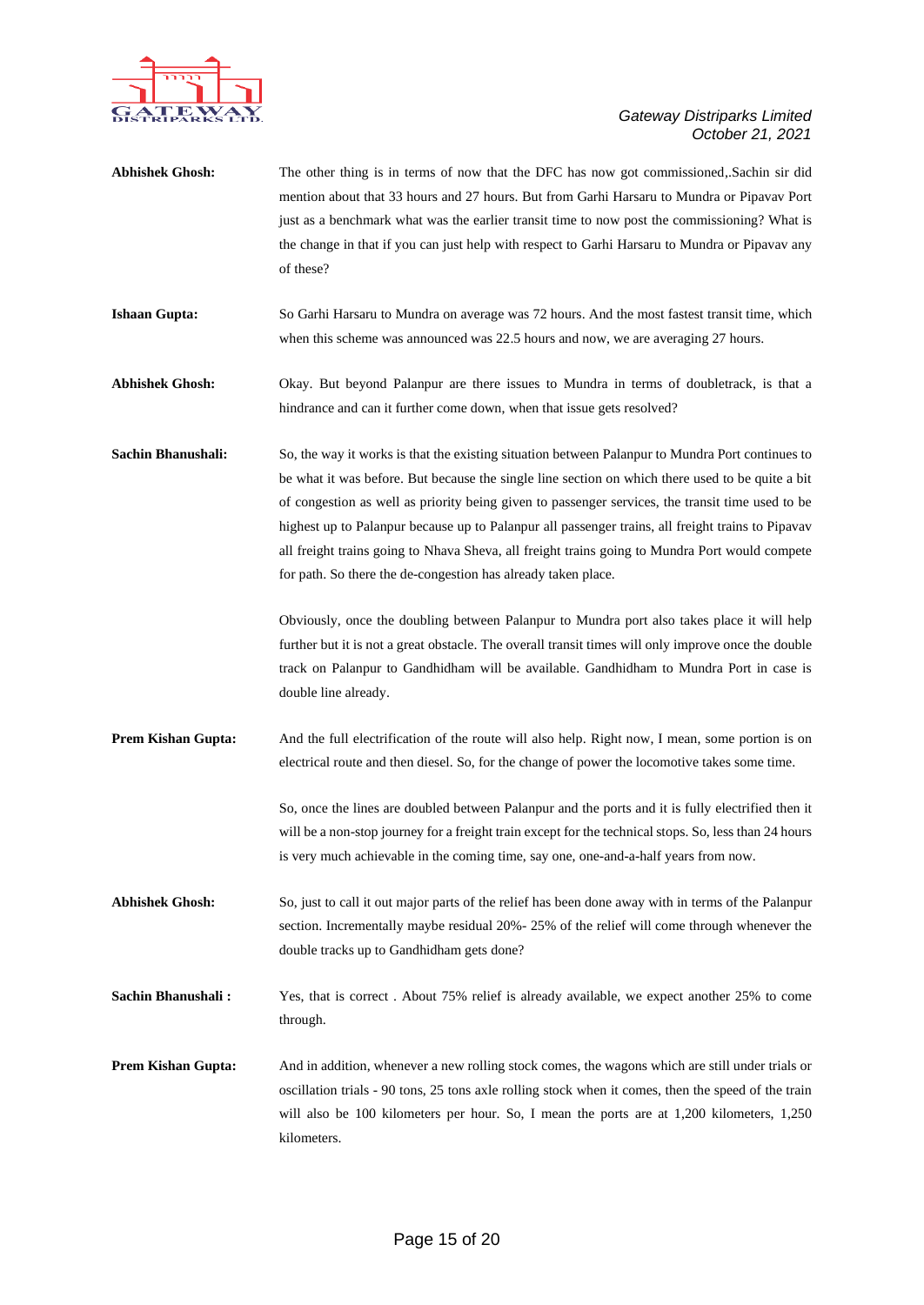**Abhishek Ghosh:** The other thing is in terms of now that the DFC has now got commissioned,.Sachin sir did mention about that 33 hours and 27 hours. But from Garhi Harsaru to Mundra or Pipavav Port just as a benchmark what was the earlier transit time to now post the commissioning? What is the change in that if you can just help with respect to Garhi Harsaru to Mundra or Pipavav any of these?

**Ishaan Gupta:** So Garhi Harsaru to Mundra on average was 72 hours. And the most fastest transit time, which when this scheme was announced was 22.5 hours and now, we are averaging 27 hours.

**Abhishek Ghosh:** Okay. But beyond Palanpur are there issues to Mundra in terms of doubletrack, is that a hindrance and can it further come down, when that issue gets resolved?

**Sachin Bhanushali:** So, the way it works is that the existing situation between Palanpur to Mundra Port continues to be what it was before. But because the single line section on which there used to be quite a bit of congestion as well as priority being given to passenger services, the transit time used to be highest up to Palanpur because up to Palanpur all passenger trains, all freight trains to Pipavav all freight trains going to Nhava Sheva, all freight trains going to Mundra Port would compete for path. So there the de-congestion has already taken place.

Obviously, once the doubling between Palanpur to Mundra port also takes place it will help further but it is not a great obstacle. The overall transit times will only improve once the double track on Palanpur to Gandhidham will be available. Gandhidham to Mundra Port in case is double line already.

**Prem Kishan Gupta:** And the full electrification of the route will also help. Right now, I mean, some portion is on electrical route and then diesel. So, for the change of power the locomotive takes some time.

So, once the lines are doubled between Palanpur and the ports and it is fully electrified then it will be a non-stop journey for a freight train except for the technical stops. So, less than 24 hours is very much achievable in the coming time, say one, one-and-a-half years from now.

**Abhishek Ghosh:** So, just to call it out major parts of the relief has been done away with in terms of the Palanpur section. Incrementally maybe residual 20%- 25% of the relief will come through whenever the double tracks up to Gandhidham gets done?

**Sachin Bhanushali :** Yes, that is correct . About 75% relief is already available, we expect another 25% to come through.

**Prem Kishan Gupta:** And in addition, whenever a new rolling stock comes, the wagons which are still under trials or oscillation trials - 90 tons, 25 tons axle rolling stock when it comes, then the speed of the train will also be 100 kilometers per hour. So, I mean the ports are at 1,200 kilometers, 1,250 kilometers.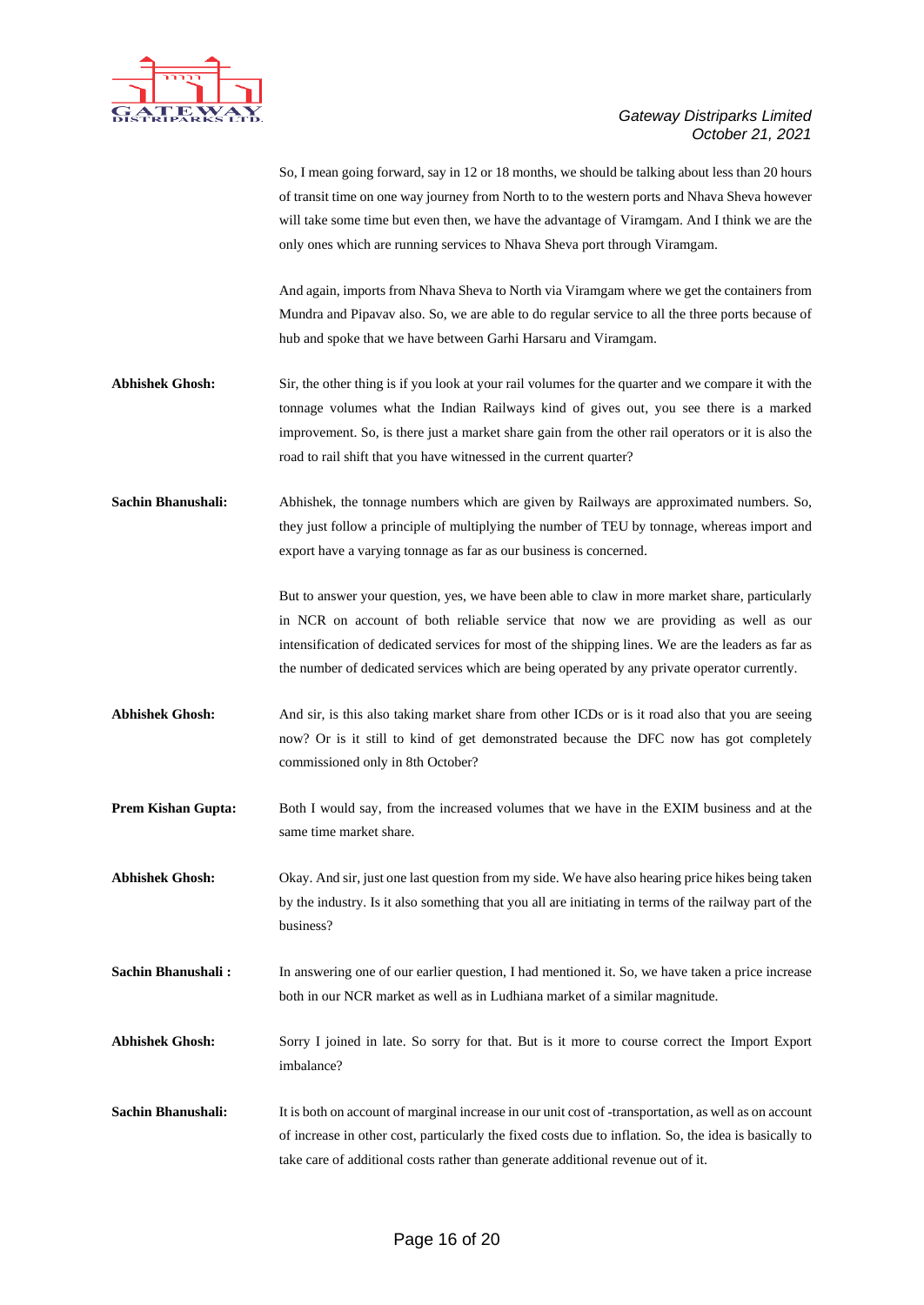So, I mean going forward, say in 12 or 18 months, we should be talking about less than 20 hours of transit time on one way journey from North to to the western ports and Nhava Sheva however will take some time but even then, we have the advantage of Viramgam. And I think we are the only ones which are running services to Nhava Sheva port through Viramgam.

And again, imports from Nhava Sheva to North via Viramgam where we get the containers from Mundra and Pipavav also. So, we are able to do regular service to all the three ports because of hub and spoke that we have between Garhi Harsaru and Viramgam.

**Abhishek Ghosh:** Sir, the other thing is if you look at your rail volumes for the quarter and we compare it with the tonnage volumes what the Indian Railways kind of gives out, you see there is a marked improvement. So, is there just a market share gain from the other rail operators or it is also the road to rail shift that you have witnessed in the current quarter?

**Sachin Bhanushali:** Abhishek, the tonnage numbers which are given by Railways are approximated numbers. So, they just follow a principle of multiplying the number of TEU by tonnage, whereas import and export have a varying tonnage as far as our business is concerned.

But to answer your question, yes, we have been able to claw in more market share, particularly in NCR on account of both reliable service that now we are providing as well as our intensification of dedicated services for most of the shipping lines. We are the leaders as far as the number of dedicated services which are being operated by any private operator currently.

**Abhishek Ghosh:** And sir, is this also taking market share from other ICDs or is it road also that you are seeing now? Or is it still to kind of get demonstrated because the DFC now has got completely commissioned only in 8th October?

**Prem Kishan Gupta:** Both I would say, from the increased volumes that we have in the EXIM business and at the same time market share.

**Abhishek Ghosh:** Okay. And sir, just one last question from my side. We have also hearing price hikes being taken by the industry. Is it also something that you all are initiating in terms of the railway part of the business?

**Sachin Bhanushali :** In answering one of our earlier question, I had mentioned it. So, we have taken a price increase both in our NCR market as well as in Ludhiana market of a similar magnitude.

**Abhishek Ghosh:** Sorry I joined in late. So sorry for that. But is it more to course correct the Import Export imbalance?

**Sachin Bhanushali:** It is both on account of marginal increase in our unit cost of -transportation, as well as on account of increase in other cost, particularly the fixed costs due to inflation. So, the idea is basically to take care of additional costs rather than generate additional revenue out of it.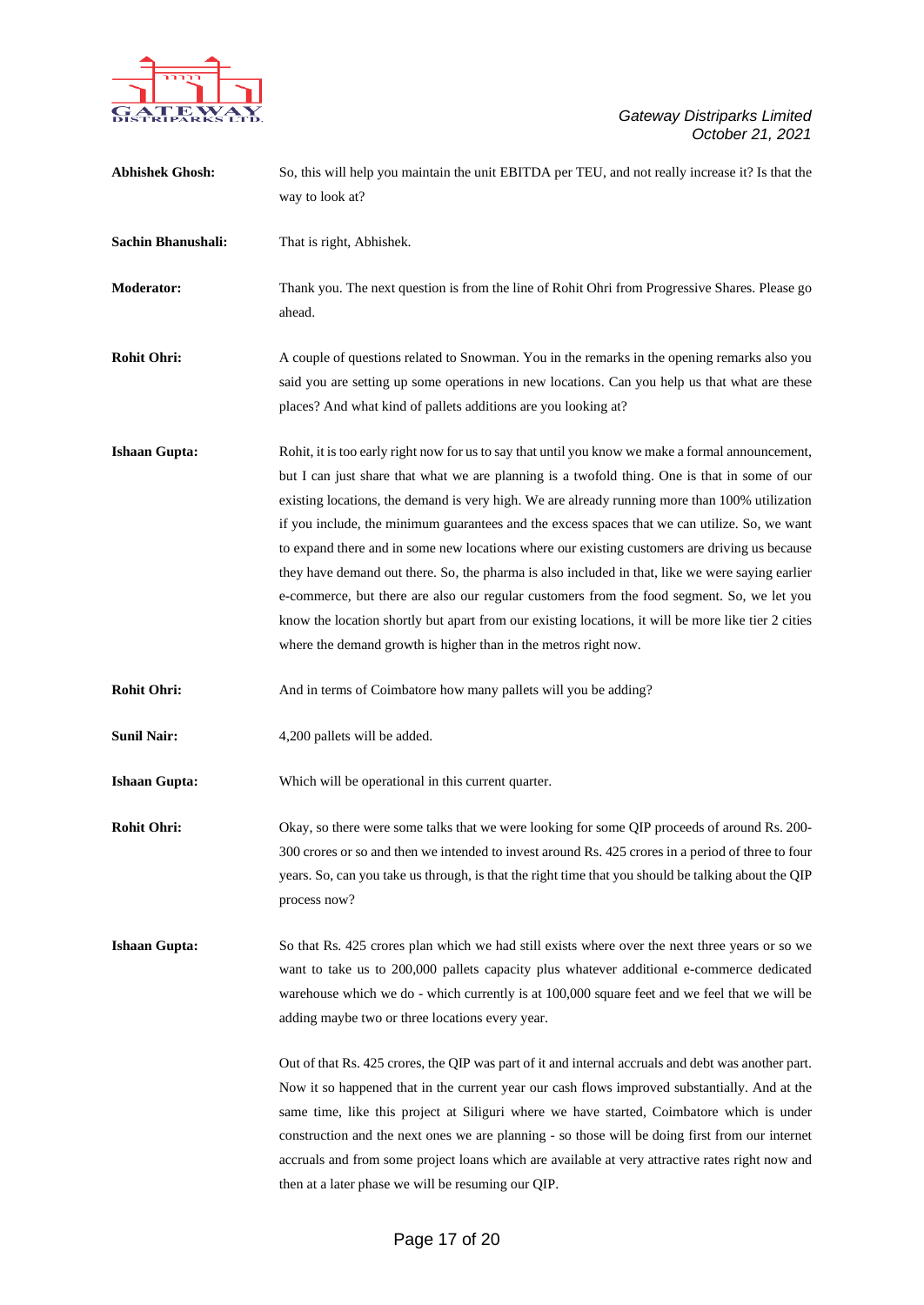**Abhishek Ghosh:** So, this will help you maintain the unit EBITDA per TEU, and not really increase it? Is that the way to look at?

**Sachin Bhanushali:** That is right, Abhishek.

**Moderator:** Thank you. The next question is from the line of Rohit Ohri from Progressive Shares. Please go ahead.

**Rohit Ohri:** A couple of questions related to Snowman. You in the remarks in the opening remarks also you said you are setting up some operations in new locations. Can you help us that what are these places? And what kind of pallets additions are you looking at?

**Ishaan Gupta:** Rohit, it is too early right now for us to say that until you know we make a formal announcement, but I can just share that what we are planning is a twofold thing. One is that in some of our existing locations, the demand is very high. We are already running more than 100% utilization if you include, the minimum guarantees and the excess spaces that we can utilize. So, we want to expand there and in some new locations where our existing customers are driving us because they have demand out there. So, the pharma is also included in that, like we were saying earlier e-commerce, but there are also our regular customers from the food segment. So, we let you know the location shortly but apart from our existing locations, it will be more like tier 2 cities where the demand growth is higher than in the metros right now.

**Rohit Ohri:** And in terms of Coimbatore how many pallets will you be adding?

**Sunil Nair:** 4,200 pallets will be added.

**Ishaan Gupta:** Which will be operational in this current quarter.

**Rohit Ohri:** Okay, so there were some talks that we were looking for some QIP proceeds of around Rs. 200-300 crores or so and then we intended to invest around Rs. 425 crores in a period of three to four years. So, can you take us through, is that the right time that you should be talking about the QIP process now?

**Ishaan Gupta:** So that Rs. 425 crores plan which we had still exists where over the next three years or so we want to take us to 200,000 pallets capacity plus whatever additional e-commerce dedicated warehouse which we do - which currently is at 100,000 square feet and we feel that we will be adding maybe two or three locations every year.

Out of that Rs. 425 crores, the QIP was part of it and internal accruals and debt was another part. Now it so happened that in the current year our cash flows improved substantially. And at the same time, like this project at Siliguri where we have started, Coimbatore which is under construction and the next ones we are planning - so those will be doing first from our internet accruals and from some project loans which are available at very attractive rates right now and then at a later phase we will be resuming our QIP.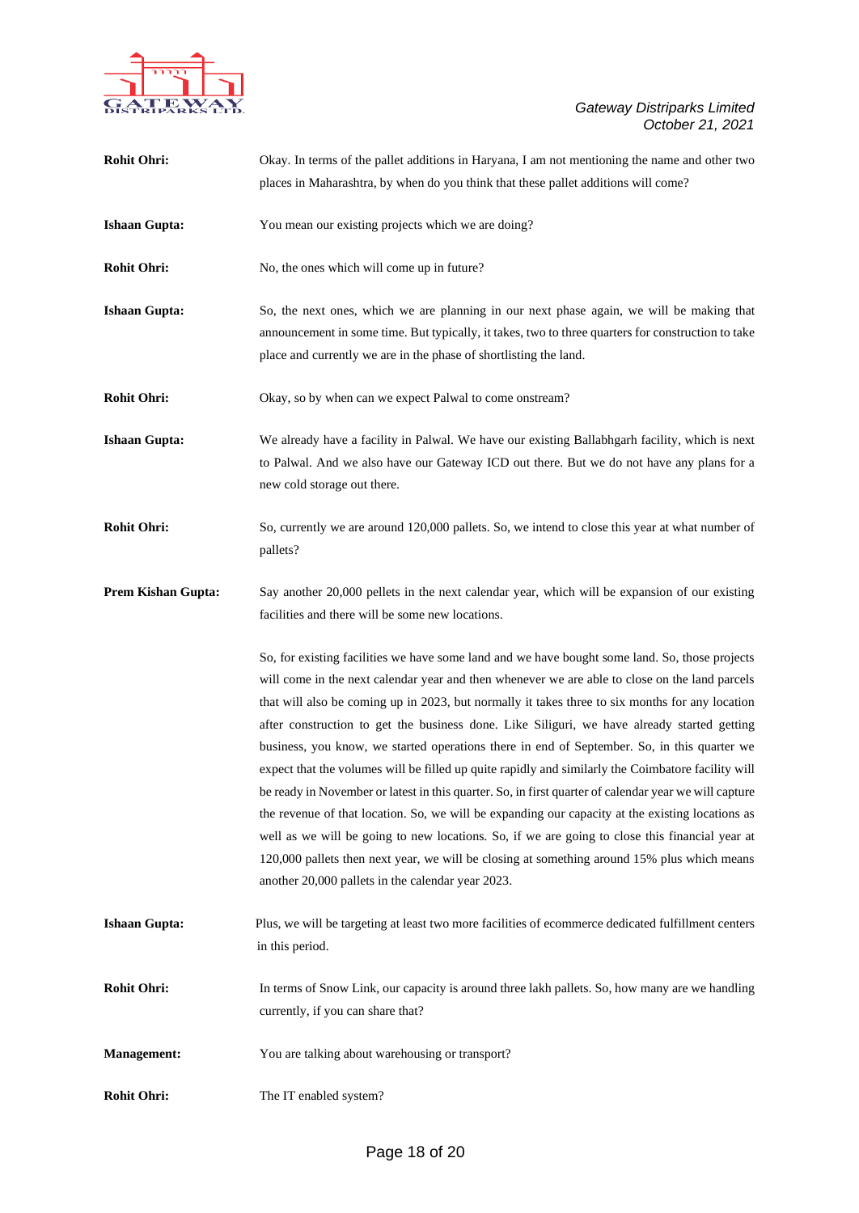**Rohit Ohri:** Okay. In terms of the pallet additions in Haryana, I am not mentioning the name and other two places in Maharashtra, by when do you think that these pallet additions will come?

**Ishaan Gupta:** You mean our existing projects which we are doing?

**Rohit Ohri:** No, the ones which will come up in future?

**Ishaan Gupta:** So, the next ones, which we are planning in our next phase again, we will be making that announcement in some time. But typically, it takes, two to three quarters for construction to take place and currently we are in the phase of shortlisting the land.

**Rohit Ohri:** Okay, so by when can we expect Palwal to come onstream?

**Ishaan Gupta:** We already have a facility in Palwal. We have our existing Ballabhgarh facility, which is next to Palwal. And we also have our Gateway ICD out there. But we do not have any plans for a new cold storage out there.

**Rohit Ohri:** So, currently we are around 120,000 pallets. So, we intend to close this year at what number of pallets?

**Prem Kishan Gupta:** Say another 20,000 pellets in the next calendar year, which will be expansion of our existing facilities and there will be some new locations.

So, for existing facilities we have some land and we have bought some land. So, those projects will come in the next calendar year and then whenever we are able to close on the land parcels that will also be coming up in 2023, but normally it takes three to six months for any location after construction to get the business done. Like Siliguri, we have already started getting business, you know, we started operations there in end of September. So, in this quarter we expect that the volumes will be filled up quite rapidly and similarly the Coimbatore facility will be ready in November or latest in this quarter. So, in first quarter of calendar year we will capture the revenue of that location. So, we will be expanding our capacity at the existing locations as well as we will be going to new locations. So, if we are going to close this financial year at 120,000 pallets then next year, we will be closing at something around 15% plus which means another 20,000 pallets in the calendar year 2023.

**Ishaan Gupta:** Plus, we will be targeting at least two more facilities of ecommerce dedicated fulfillment centers in this period.

**Rohit Ohri:** In terms of Snow Link, our capacity is around three lakh pallets. So, how many are we handling currently, if you can share that?

**Management:** You are talking about warehousing or transport?

**Rohit Ohri:** The IT enabled system?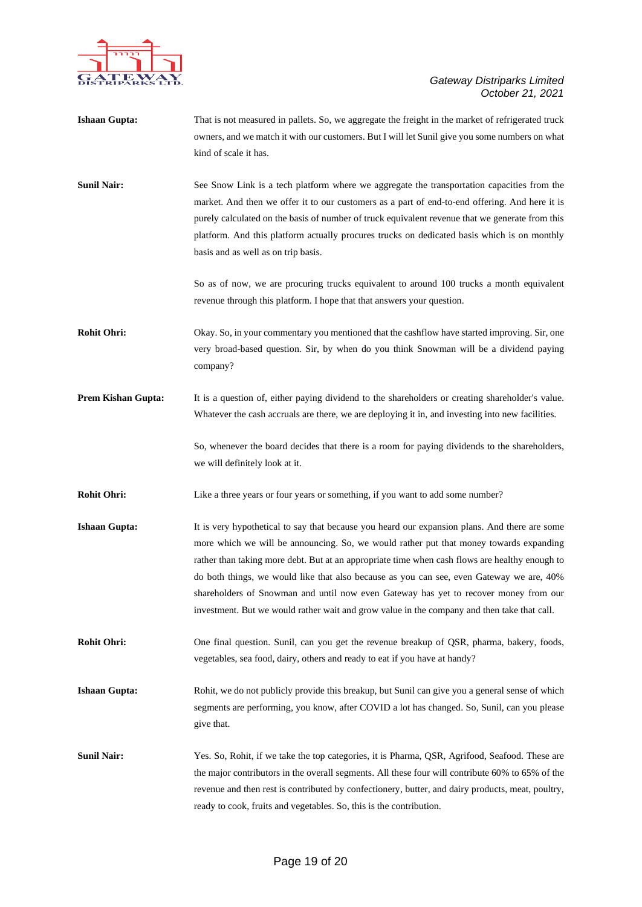**Ishaan Gupta:** That is not measured in pallets. So, we aggregate the freight in the market of refrigerated truck owners, and we match it with our customers. But I will let Sunil give you some numbers on what kind of scale it has.

**Sunil Nair:** See Snow Link is a tech platform where we aggregate the transportation capacities from the market. And then we offer it to our customers as a part of end-to-end offering. And here it is purely calculated on the basis of number of truck equivalent revenue that we generate from this platform. And this platform actually procures trucks on dedicated basis which is on monthly basis and as well as on trip basis.

So as of now, we are procuring trucks equivalent to around 100 trucks a month equivalent revenue through this platform. I hope that that answers your question.

**Rohit Ohri:** Okay. So, in your commentary you mentioned that the cashflow have started improving. Sir, one very broad-based question. Sir, by when do you think Snowman will be a dividend paying company?

**Prem Kishan Gupta:** It is a question of, either paying dividend to the shareholders or creating shareholder's value. Whatever the cash accruals are there, we are deploying it in, and investing into new facilities.

So, whenever the board decides that there is a room for paying dividends to the shareholders, we will definitely look at it.

**Rohit Ohri:** Like a three years or four years or something, if you want to add some number?

**Ishaan Gupta:** It is very hypothetical to say that because you heard our expansion plans. And there are some more which we will be announcing. So, we would rather put that money towards expanding rather than taking more debt. But at an appropriate time when cash flows are healthy enough to do both things, we would like that also because as you can see, even Gateway we are, 40% shareholders of Snowman and until now even Gateway has yet to recover money from our investment. But we would rather wait and grow value in the company and then take that call.

**Rohit Ohri:** One final question. Sunil, can you get the revenue breakup of QSR, pharma, bakery, foods, vegetables, sea food, dairy, others and ready to eat if you have at handy?

**Ishaan Gupta:** Rohit, we do not publicly provide this breakup, but Sunil can give you a general sense of which segments are performing, you know, after COVID a lot has changed. So, Sunil, can you please give that.

**Sunil Nair:** Yes. So, Rohit, if we take the top categories, it is Pharma, QSR, Agrifood, Seafood. These are the major contributors in the overall segments. All these four will contribute 60% to 65% of the revenue and then rest is contributed by confectionery, butter, and dairy products, meat, poultry, ready to cook, fruits and vegetables. So, this is the contribution.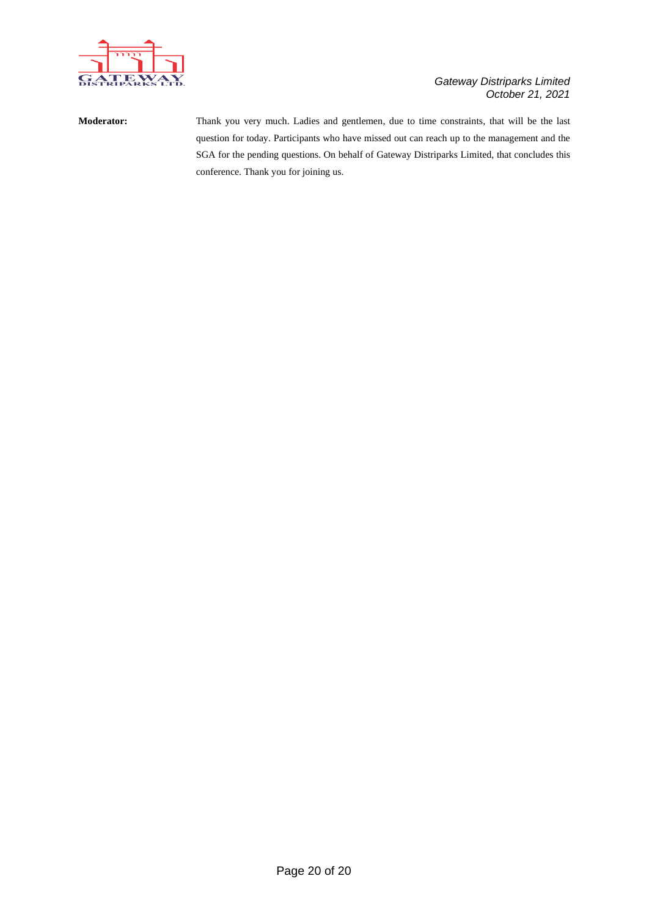**Moderator:** Thank you very much. Ladies and gentlemen, due to time constraints, that will be the last question for today. Participants who have missed out can reach up to the management and the SGA for the pending questions. On behalf of Gateway Distriparks Limited, that concludes this conference. Thank you for joining us.